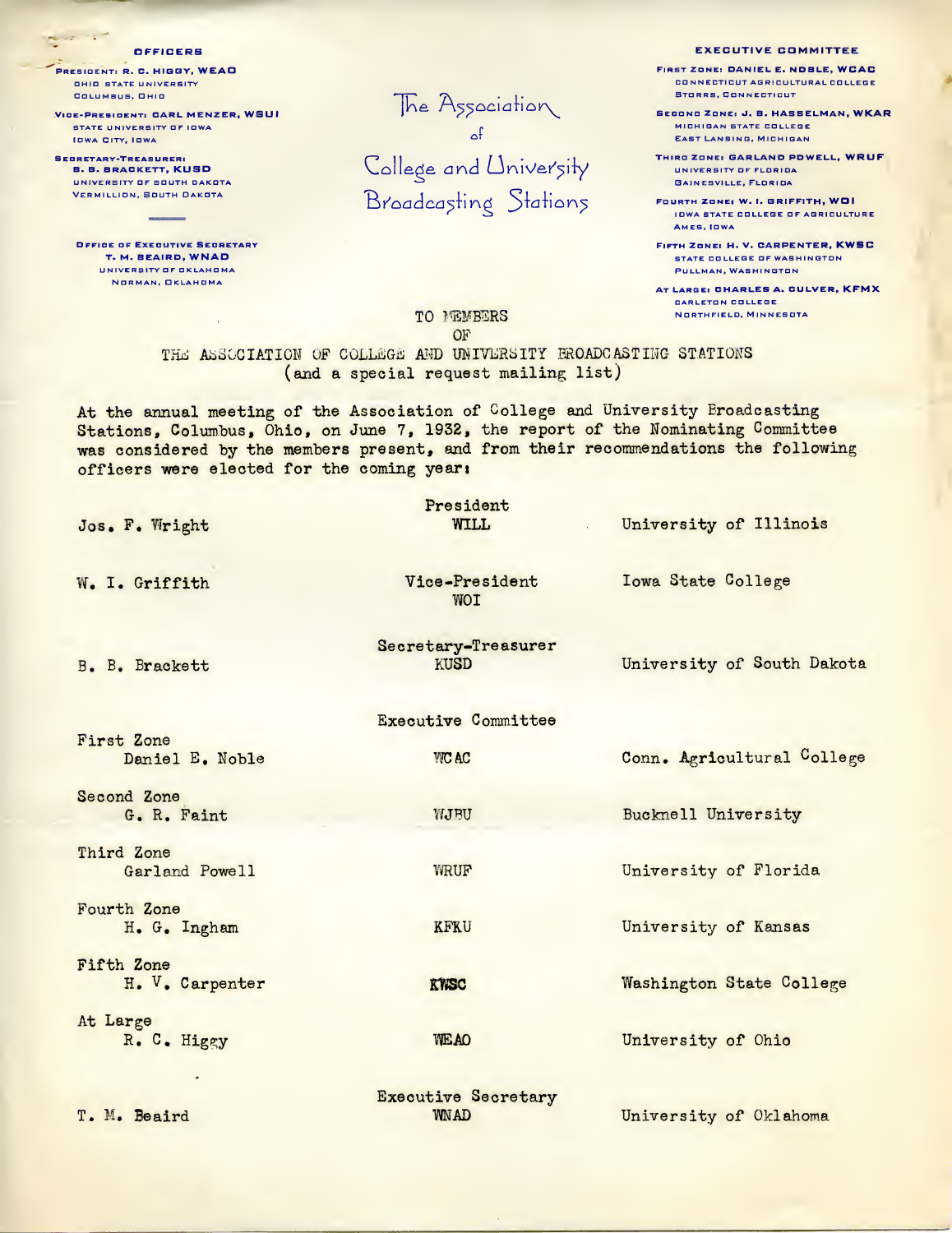**OFFICERS**

PRESIDENT: R. C. HIGGY, WEAO
OHIO STATE UNIVERSITY
COLUMBUS, OHIO

VICE-PRESIDENT: CARL MENZER, WSUI
STATE UNIVERSITY OF IOWA
IOWA CITY, IOWA

SECRETARY-TREASURER:
B. B. BRACKETT, KUSD
UNIVERSITY OF SOUTH DAKOTA
VERMILLION, SOUTH DAKOTA

OFFICE OF EXECUTIVE SECRETARY
T. M. BEAIRD, WNAD
UNIVERSITY OF OKLAHOMA
NORMAN, OKLAHOMA

# The Association of College and University Broadcasting Stations

**EXECUTIVE COMMITTEE**

FIRST ZONE: DANIEL E. NOBLE, WCAC
CONNECTICUT AGRICULTURAL COLLEGE
STORRS, CONNECTICUT

SECOND ZONE: J. B. HASSELMAN, WKAR
MICHIGAN STATE COLLEGE
EAST LANSING, MICHIGAN

THIRD ZONE: GARLAND POWELL, WRUF
UNIVERSITY OF FLORIDA
GAINESVILLE, FLORIDA

FOURTH ZONE: W. I. GRIFFITH, WOI
IOWA STATE COLLEGE OF AGRICULTURE
AMES, IOWA

FIFTH ZONE: H. V. CARPENTER, KWSC
STATE COLLEGE OF WASHINGTON
PULLMAN, WASHINGTON

AT LARGE: CHARLES A. CULVER, KFMX
CARLETON COLLEGE
NORTHFIELD, MINNESOTA

TO MEMBERS
OF
THE ASSOCIATION OF COLLEGE AND UNIVERSITY BROADCASTING STATIONS
(and a special request mailing list)

At the annual meeting of the Association of College and University Broadcasting Stations, Columbus, Ohio, on June 7, 1932, the report of the Nominating Committee was considered by the members present, and from their recommendations the following officers were elected for the coming year:

| | | |
|---|---|---|
| Jos. F. Wright | President<br>WILL | University of Illinois |
| W. I. Griffith | Vice-President<br>WOI | Iowa State College |
| B. B. Brackett | Secretary-Treasurer<br>KUSD | University of South Dakota |
| | Executive Committee | |
| First Zone<br>Daniel E. Noble | WCAC | Conn. Agricultural College |
| Second Zone<br>G. R. Faint | WJBU | Bucknell University |
| Third Zone<br>Garland Powell | WRUF | University of Florida |
| Fourth Zone<br>H. G. Ingham | KFKU | University of Kansas |
| Fifth Zone<br>H. V. Carpenter | KWSC | Washington State College |
| At Large<br>R. C. Higgy | WEAO | University of Ohio |
| T. M. Beaird | Executive Secretary<br>WNAD | University of Oklahoma |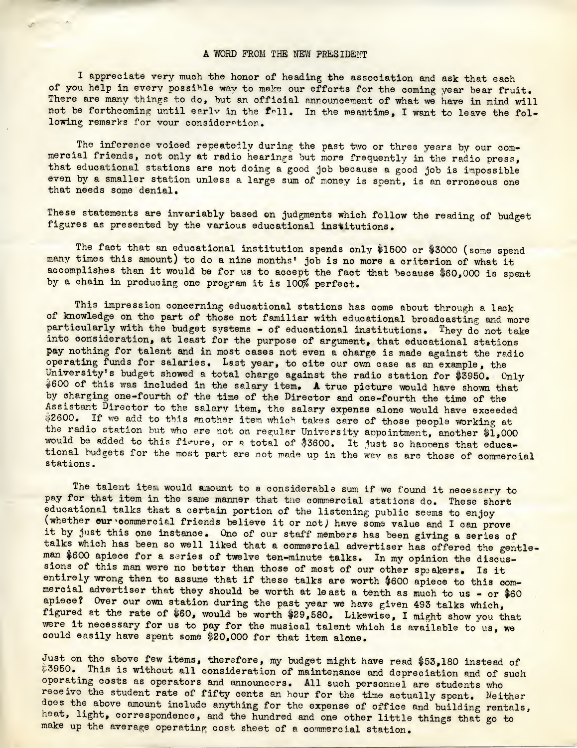A WORD FROM THE NEW PRESIDENT

I appreciate very much the honor of heading the association and ask that each of you help in every possible way to make our efforts for the coming year bear fruit. There are many things to do, but an official announcement of what we have in mind will not be forthcoming until early in the fall. In the meantime, I want to leave the following remarks for your consideration.

The inference voiced repeatedly during the past two or three years by our commercial friends, not only at radio hearings but more frequently in the radio press, that educational stations are not doing a good job because a good job is impossible even by a smaller station unless a large sum of money is spent, is an erroneous one that needs some denial.

These statements are invariably based on judgments which follow the reading of budget figures as presented by the various educational institutions.

The fact that an educational institution spends only $1500 or $3000 (some spend many times this amount) to do a nine months' job is no more a criterion of what it accomplishes than it would be for us to accept the fact that because $60,000 is spent by a chain in producing one program it is 100% perfect.

This impression concerning educational stations has come about through a lack of knowledge on the part of those not familiar with educational broadcasting and more particularly with the budget systems - of educational institutions. They do not take into consideration, at least for the purpose of argument, that educational stations pay nothing for talent and in most cases not even a charge is made against the radio operating funds for salaries. Last year, to cite our own case as an example, the University's budget showed a total charge against the radio station for $3950. Only $600 of this was included in the salary item. A true picture would have shown that by charging one-fourth of the time of the Director and one-fourth the time of the Assistant Director to the salary item, the salary expense alone would have exceeded $2600. If we add to this another item which takes care of those people working at the radio station but who are not on regular University appointment, another $1,000 would be added to this figure, or a total of $3600. It just so happens that educational budgets for the most part are not made up in the way as are those of commercial stations.

The talent item would amount to a considerable sum if we found it necessary to pay for that item in the same manner that the commercial stations do. These short educational talks that a certain portion of the listening public seems to enjoy (whether our commercial friends believe it or not) have some value and I can prove it by just this one instance. One of our staff members has been giving a series of talks which has been so well liked that a commercial advertiser has offered the gentleman $600 apiece for a series of twelve ten-minute talks. In my opinion the discussions of this man were no better than those of most of our other speakers. Is it entirely wrong then to assume that if these talks are worth $600 apiece to this commercial advertiser that they should be worth at least a tenth as much to us - or $60 apiece? Over our own station during the past year we have given 493 talks which, figured at the rate of $60, would be worth $29,580. Likewise, I might show you that were it necessary for us to pay for the musical talent which is available to us, we could easily have spent some $20,000 for that item alone.

Just on the above few items, therefore, my budget might have read $53,180 instead of $3950. This is without all consideration of maintenance and depreciation and of such operating costs as operators and announcers. All such personnel are students who receive the student rate of fifty cents an hour for the time actually spent. Neither does the above amount include anything for the expense of office and building rentals, heat, light, correspondence, and the hundred and one other little things that go to make up the average operating cost sheet of a commercial station.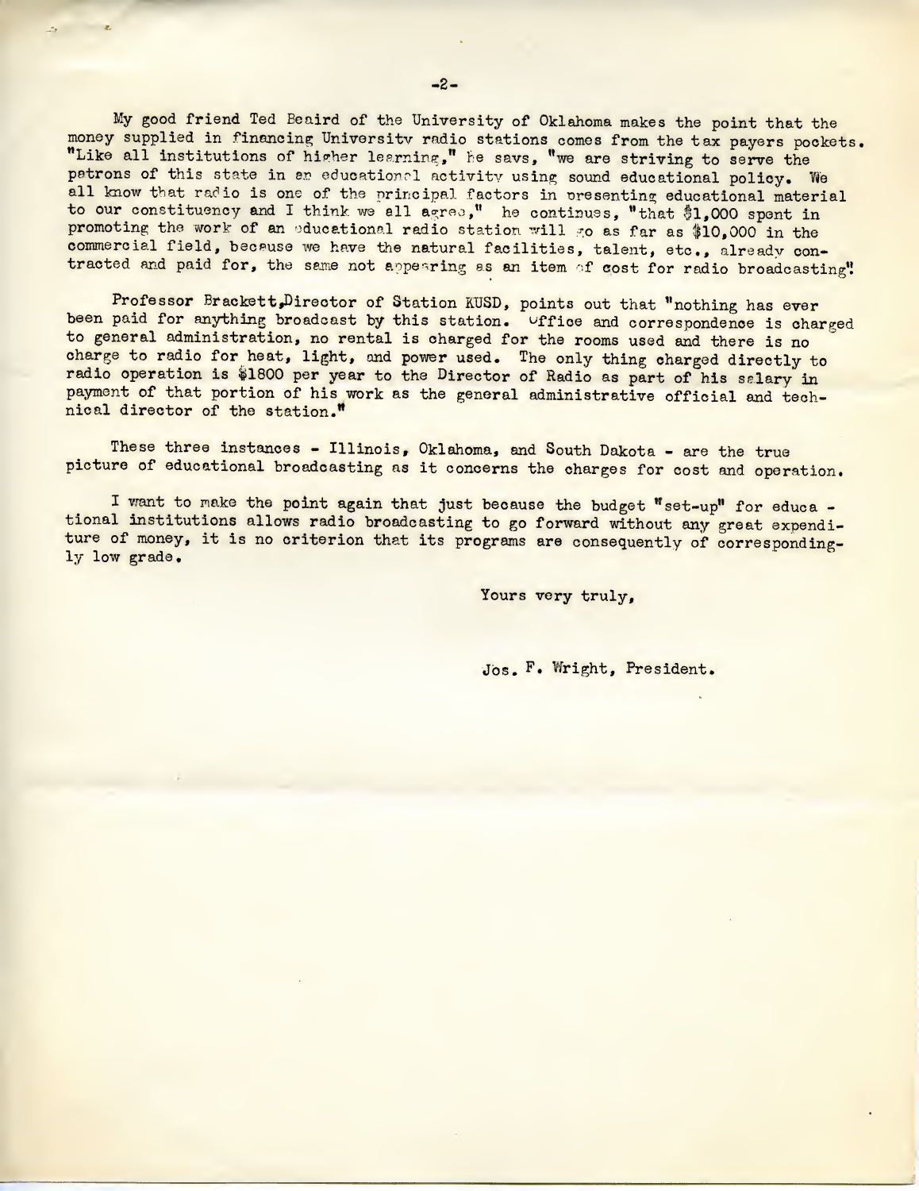My good friend Ted Beaird of the University of Oklahoma makes the point that the money supplied in financing University radio stations comes from the tax payers pockets. "Like all institutions of higher learning," he says, "we are striving to serve the patrons of this state in an educational activity using sound educational policy. We all know that radio is one of the principal factors in presenting educational material to our constituency and I think we all agree," he continues, "that $1,000 spent in promoting the work of an educational radio station will go as far as $10,000 in the commercial field, because we have the natural facilities, talent, etc., already contracted and paid for, the same not appearing as an item of cost for radio broadcasting".

Professor Brackett, Director of Station KUSD, points out that "nothing has ever been paid for anything broadcast by this station. Office and correspondence is charged to general administration, no rental is charged for the rooms used and there is no charge to radio for heat, light, and power used. The only thing charged directly to radio operation is $1800 per year to the Director of Radio as part of his salary in payment of that portion of his work as the general administrative official and technical director of the station."

These three instances - Illinois, Oklahoma, and South Dakota - are the true picture of educational broadcasting as it concerns the charges for cost and operation.

I want to make the point again that just because the budget "set-up" for educational institutions allows radio broadcasting to go forward without any great expenditure of money, it is no criterion that its programs are consequently of correspondingly low grade.

Yours very truly,

Jos. F. Wright, President.